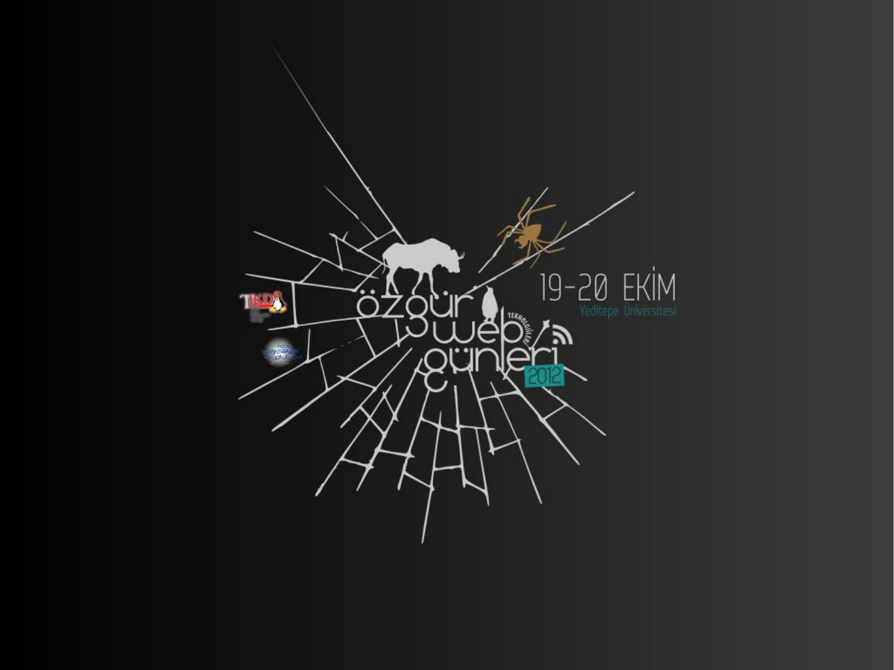# özgür web teknolojileri günleri 2012

19-20 EKİM

Yeditepe Üniversitesi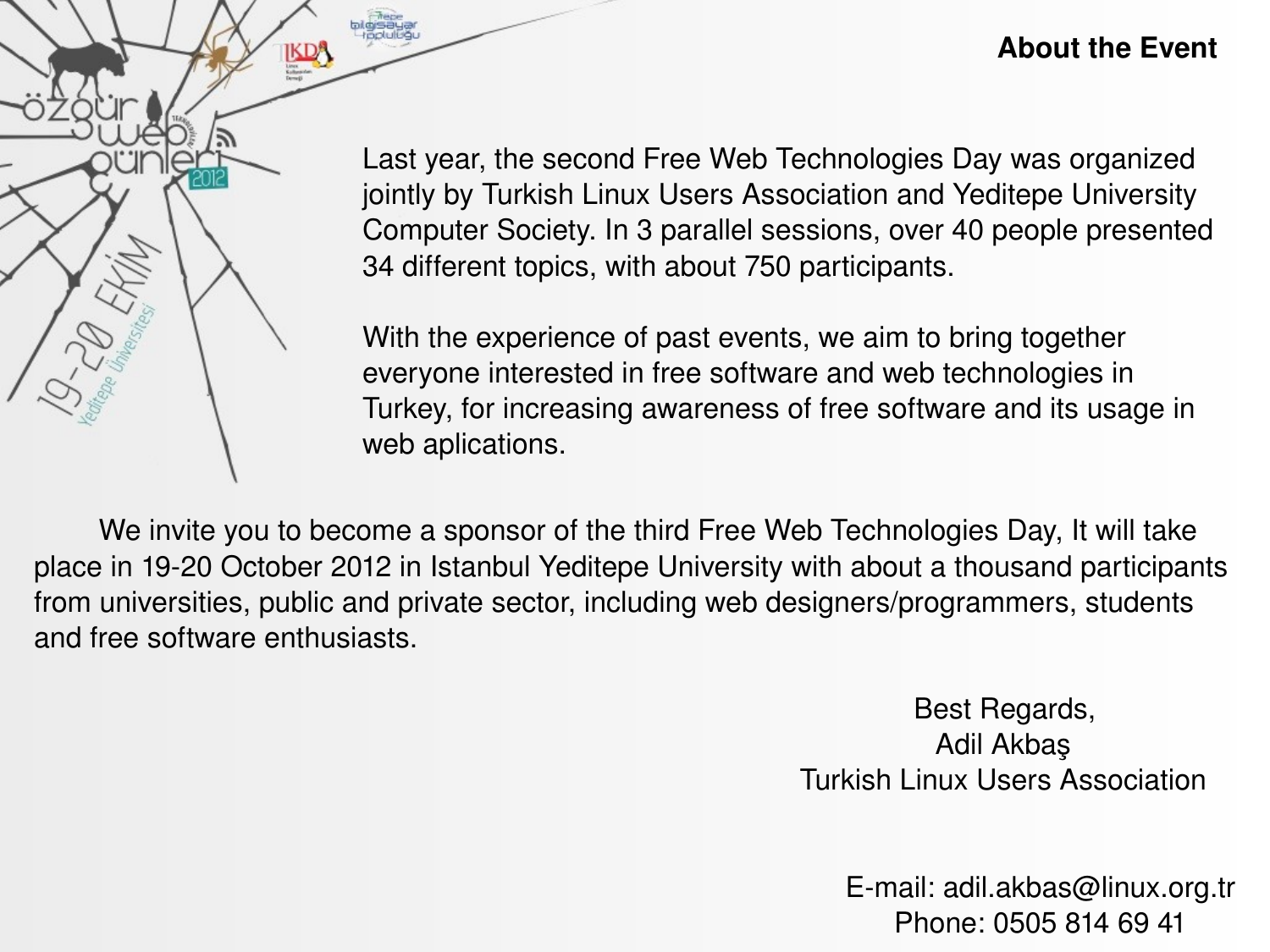## About the Event

Last year, the second Free Web Technologies Day was organized jointly by Turkish Linux Users Association and Yeditepe University Computer Society. In 3 parallel sessions, over 40 people presented 34 different topics, with about 750 participants.

With the experience of past events, we aim to bring together everyone interested in free software and web technologies in Turkey, for increasing awareness of free software and its usage in web aplications.

We invite you to become a sponsor of the third Free Web Technologies Day, It will take place in 19-20 October 2012 in Istanbul Yeditepe University with about a thousand participants from universities, public and private sector, including web designers/programmers, students and free software enthusiasts.

Best Regards,
Adil Akbaş
Turkish Linux Users Association

E-mail: adil.akbas@linux.org.tr
Phone: 0505 814 69 41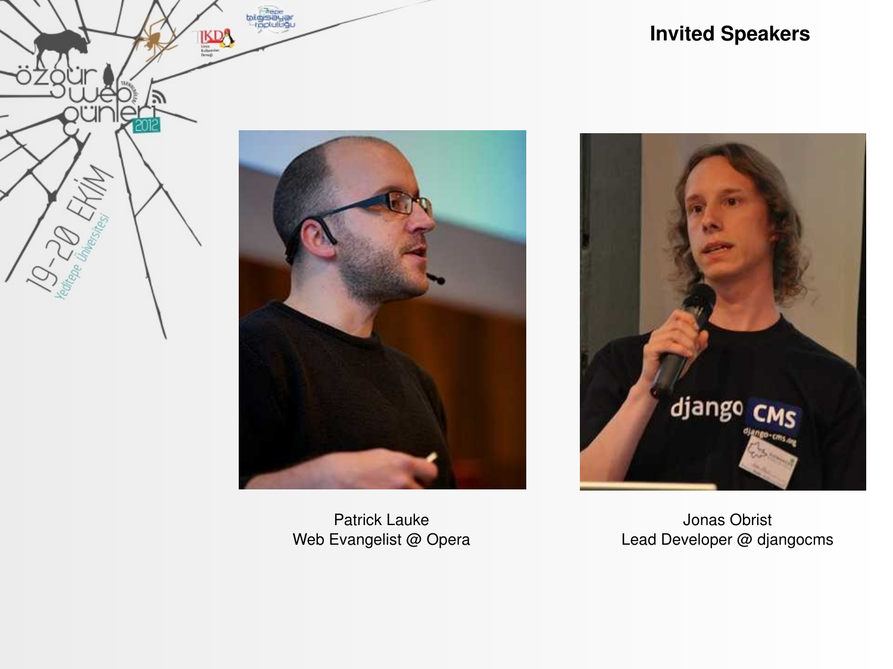## Invited Speakers

Patrick Lauke
Web Evangelist @ Opera

Jonas Obrist
Lead Developer @ djangocms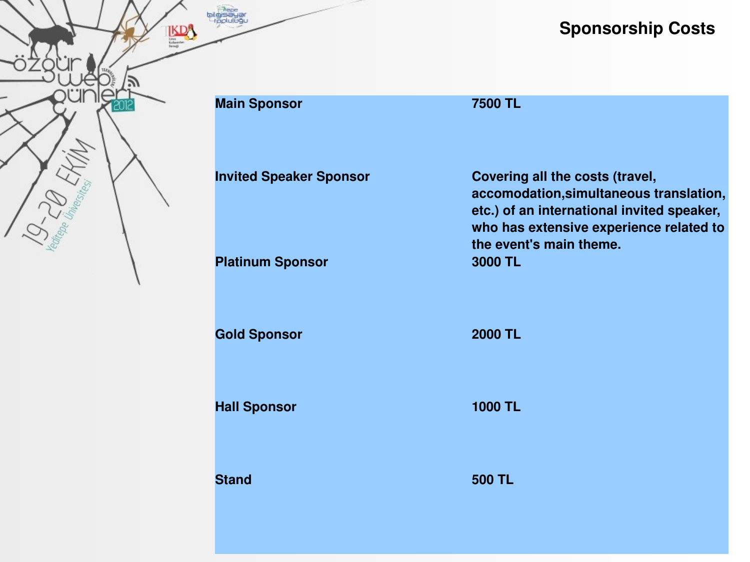## Sponsorship Costs

| | |
|---|---|
| Main Sponsor | 7500 TL |
| Invited Speaker Sponsor | Covering all the costs (travel, accomodation,simultaneous translation, etc.) of an international invited speaker, who has extensive experience related to the event's main theme. |
| Platinum Sponsor | 3000 TL |
| Gold Sponsor | 2000 TL |
| Hall Sponsor | 1000 TL |
| Stand | 500 TL |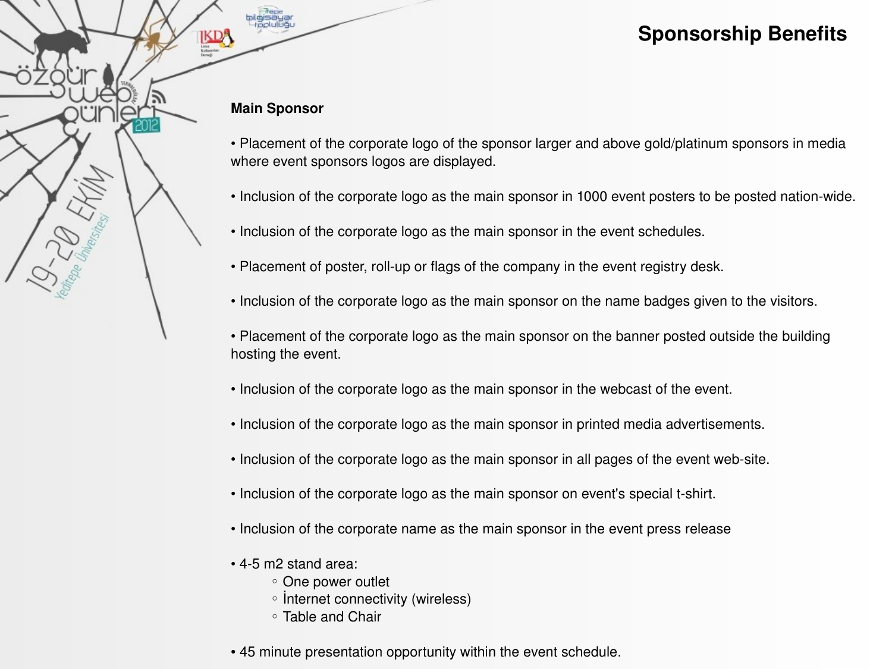# Sponsorship Benefits

**Main Sponsor**

- Placement of the corporate logo of the sponsor larger and above gold/platinum sponsors in media where event sponsors logos are displayed.

- Inclusion of the corporate logo as the main sponsor in 1000 event posters to be posted nation-wide.

- Inclusion of the corporate logo as the main sponsor in the event schedules.

- Placement of poster, roll-up or flags of the company in the event registry desk.

- Inclusion of the corporate logo as the main sponsor on the name badges given to the visitors.

- Placement of the corporate logo as the main sponsor on the banner posted outside the building hosting the event.

- Inclusion of the corporate logo as the main sponsor in the webcast of the event.

- Inclusion of the corporate logo as the main sponsor in printed media advertisements.

- Inclusion of the corporate logo as the main sponsor in all pages of the event web-site.

- Inclusion of the corporate logo as the main sponsor on event's special t-shirt.

- Inclusion of the corporate name as the main sponsor in the event press release

- 4-5 m2 stand area:
    - One power outlet
    - İnternet connectivity (wireless)
    - Table and Chair

- 45 minute presentation opportunity within the event schedule.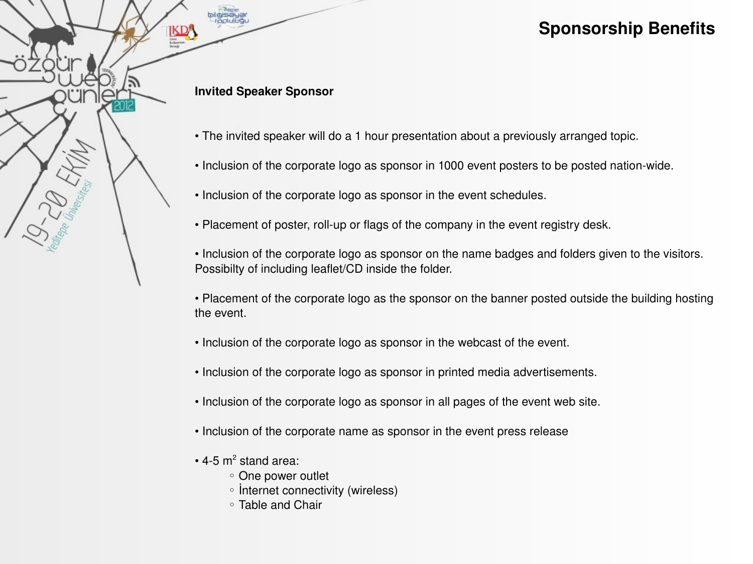# Sponsorship Benefits

**Invited Speaker Sponsor**

- The invited speaker will do a 1 hour presentation about a previously arranged topic.
- Inclusion of the corporate logo as sponsor in 1000 event posters to be posted nation-wide.
- Inclusion of the corporate logo as sponsor in the event schedules.
- Placement of poster, roll-up or flags of the company in the event registry desk.
- Inclusion of the corporate logo as sponsor on the name badges and folders given to the visitors. Possibilty of including leaflet/CD inside the folder.
- Placement of the corporate logo as the sponsor on the banner posted outside the building hosting the event.
- Inclusion of the corporate logo as sponsor in the webcast of the event.
- Inclusion of the corporate logo as sponsor in printed media advertisements.
- Inclusion of the corporate logo as sponsor in all pages of the event web site.
- Inclusion of the corporate name as sponsor in the event press release
- 4-5 $m^2$ stand area:
  - One power outlet
  - İnternet connectivity (wireless)
  - Table and Chair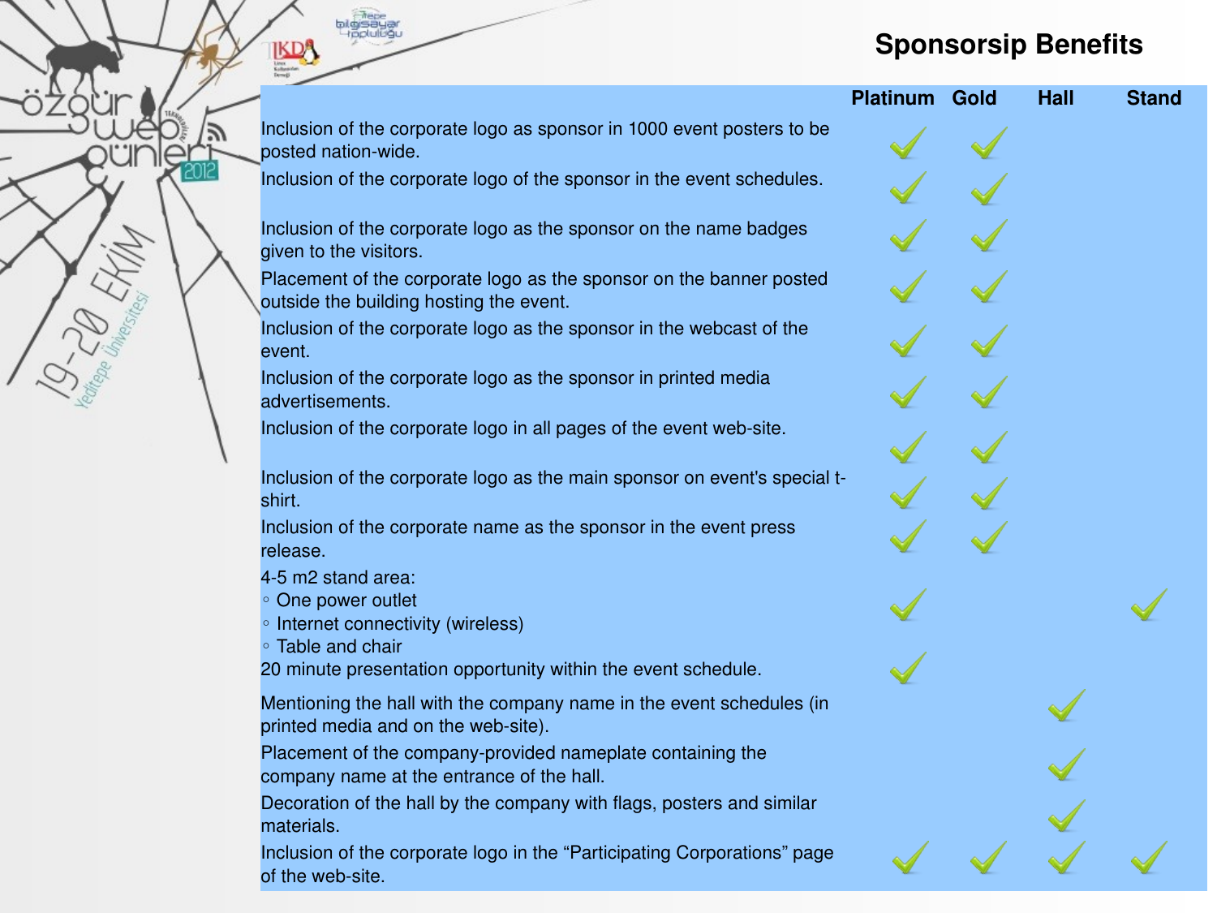## Sponsorsip Benefits

| | Platinum | Gold | Hall | Stand |
|---|---|---|---|---|
| Inclusion of the corporate logo as sponsor in 1000 event posters to be posted nation-wide. | ✓ | ✓ | | |
| Inclusion of the corporate logo of the sponsor in the event schedules. | ✓ | ✓ | | |
| Inclusion of the corporate logo as the sponsor on the name badges given to the visitors. | ✓ | ✓ | | |
| Placement of the corporate logo as the sponsor on the banner posted outside the building hosting the event. | ✓ | ✓ | | |
| Inclusion of the corporate logo as the sponsor in the webcast of the event. | ✓ | ✓ | | |
| Inclusion of the corporate logo as the sponsor in printed media advertisements. | ✓ | ✓ | | |
| Inclusion of the corporate logo in all pages of the event web-site. | ✓ | ✓ | | |
| Inclusion of the corporate logo as the main sponsor on event's special t-shirt. | ✓ | ✓ | | |
| Inclusion of the corporate name as the sponsor in the event press release. | ✓ | ✓ | | |
| 4-5 m2 stand area: ◦ One power outlet ◦ Internet connectivity (wireless) ◦ Table and chair | ✓ | | | ✓ |
| 20 minute presentation opportunity within the event schedule. | ✓ | | | |
| Mentioning the hall with the company name in the event schedules (in printed media and on the web-site). | | | ✓ | |
| Placement of the company-provided nameplate containing the company name at the entrance of the hall. | | | ✓ | |
| Decoration of the hall by the company with flags, posters and similar materials. | | | ✓ | |
| Inclusion of the corporate logo in the “Participating Corporations” page of the web-site. | ✓ | ✓ | ✓ | ✓ |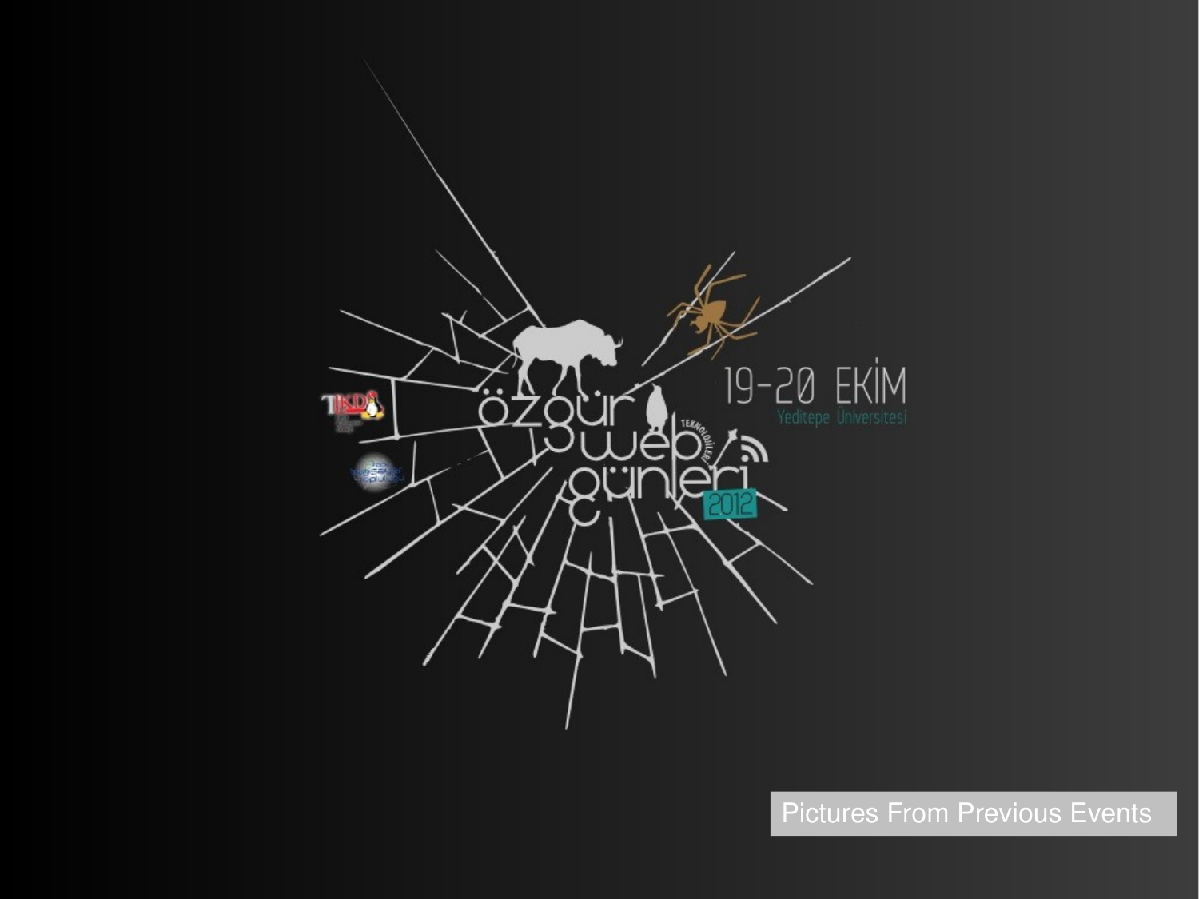özgür web teknolojileri günleri 2012

19-20 EKİM

Yeditepe Üniversitesi

Pictures From Previous Events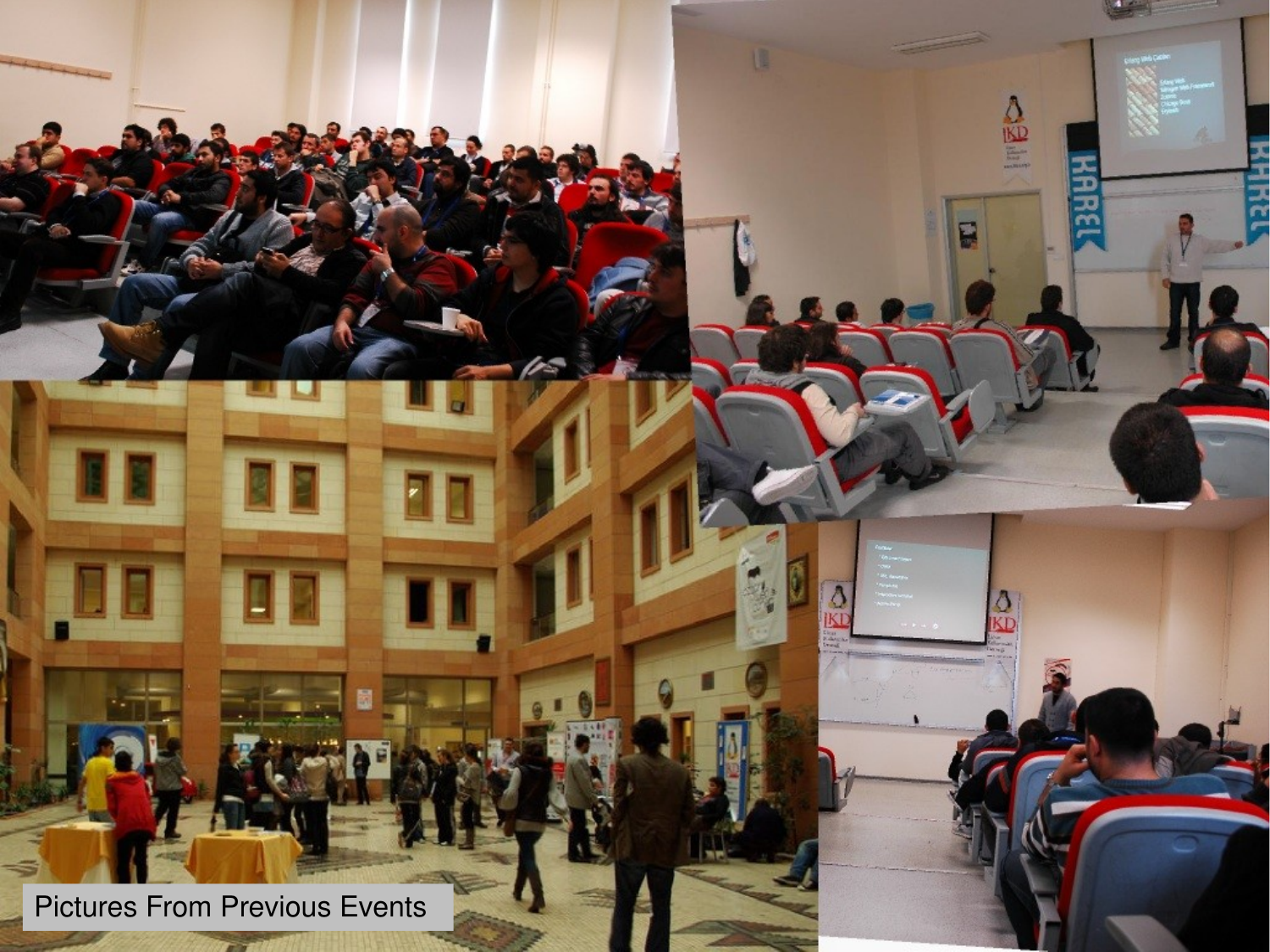Pictures From Previous Events